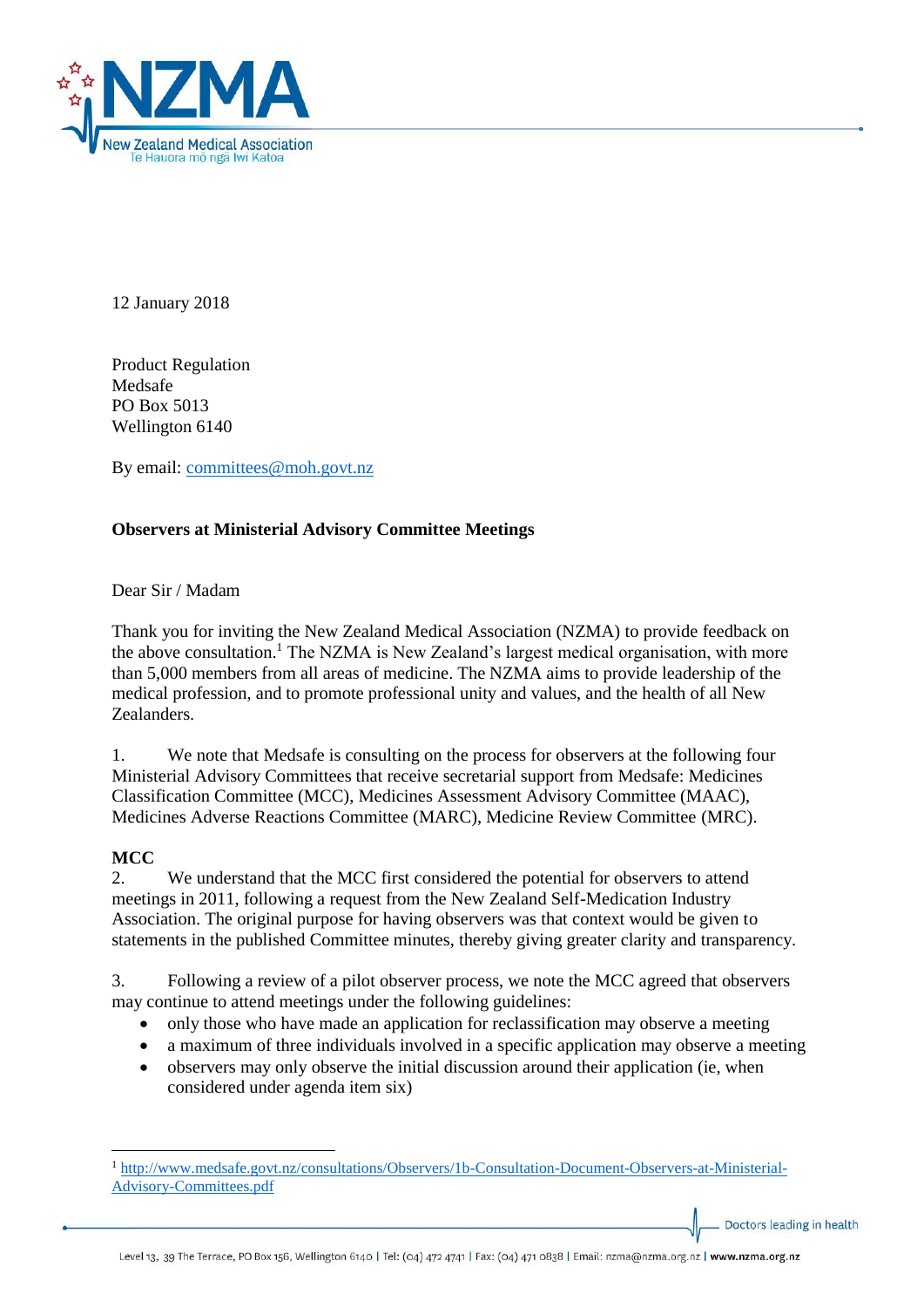12 January 2018

Product Regulation
Medsafe
PO Box 5013
Wellington 6140

By email: committees@moh.govt.nz

**Observers at Ministerial Advisory Committee Meetings**

Dear Sir / Madam

Thank you for inviting the New Zealand Medical Association (NZMA) to provide feedback on the above consultation.[1] The NZMA is New Zealand's largest medical organisation, with more than 5,000 members from all areas of medicine. The NZMA aims to provide leadership of the medical profession, and to promote professional unity and values, and the health of all New Zealanders.

1. We note that Medsafe is consulting on the process for observers at the following four Ministerial Advisory Committees that receive secretarial support from Medsafe: Medicines Classification Committee (MCC), Medicines Assessment Advisory Committee (MAAC), Medicines Adverse Reactions Committee (MARC), Medicine Review Committee (MRC).

**MCC**

2. We understand that the MCC first considered the potential for observers to attend meetings in 2011, following a request from the New Zealand Self-Medication Industry Association. The original purpose for having observers was that context would be given to statements in the published Committee minutes, thereby giving greater clarity and transparency.

3. Following a review of a pilot observer process, we note the MCC agreed that observers may continue to attend meetings under the following guidelines:

- only those who have made an application for reclassification may observe a meeting
- a maximum of three individuals involved in a specific application may observe a meeting
- observers may only observe the initial discussion around their application (ie, when considered under agenda item six)

---

[1] http://www.medsafe.govt.nz/consultations/Observers/1b-Consultation-Document-Observers-at-Ministerial-Advisory-Committees.pdf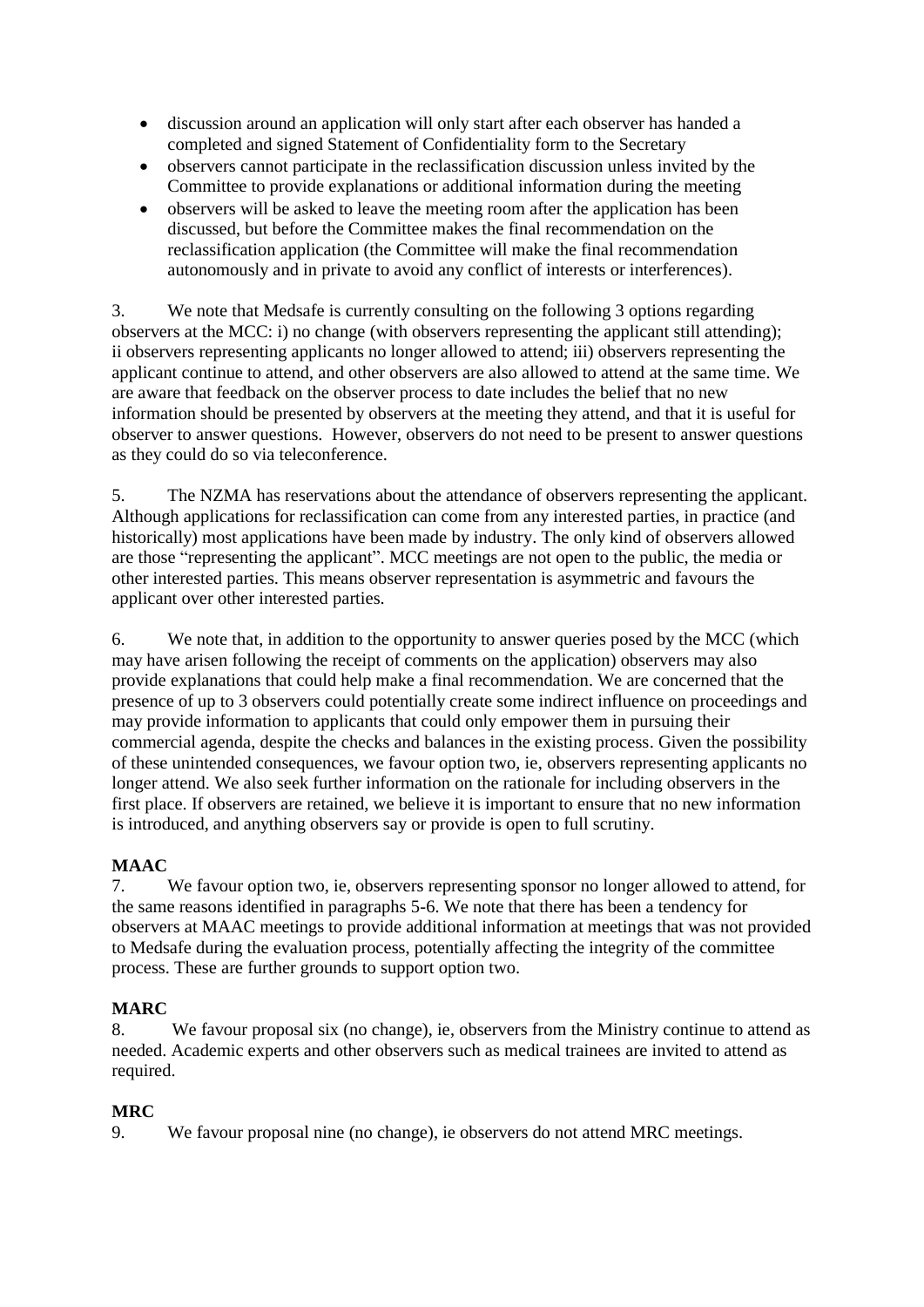- discussion around an application will only start after each observer has handed a completed and signed Statement of Confidentiality form to the Secretary
- observers cannot participate in the reclassification discussion unless invited by the Committee to provide explanations or additional information during the meeting
- observers will be asked to leave the meeting room after the application has been discussed, but before the Committee makes the final recommendation on the reclassification application (the Committee will make the final recommendation autonomously and in private to avoid any conflict of interests or interferences).

3. We note that Medsafe is currently consulting on the following 3 options regarding observers at the MCC: i) no change (with observers representing the applicant still attending); ii observers representing applicants no longer allowed to attend; iii) observers representing the applicant continue to attend, and other observers are also allowed to attend at the same time. We are aware that feedback on the observer process to date includes the belief that no new information should be presented by observers at the meeting they attend, and that it is useful for observer to answer questions. However, observers do not need to be present to answer questions as they could do so via teleconference.

5. The NZMA has reservations about the attendance of observers representing the applicant. Although applications for reclassification can come from any interested parties, in practice (and historically) most applications have been made by industry. The only kind of observers allowed are those "representing the applicant". MCC meetings are not open to the public, the media or other interested parties. This means observer representation is asymmetric and favours the applicant over other interested parties.

6. We note that, in addition to the opportunity to answer queries posed by the MCC (which may have arisen following the receipt of comments on the application) observers may also provide explanations that could help make a final recommendation. We are concerned that the presence of up to 3 observers could potentially create some indirect influence on proceedings and may provide information to applicants that could only empower them in pursuing their commercial agenda, despite the checks and balances in the existing process. Given the possibility of these unintended consequences, we favour option two, ie, observers representing applicants no longer attend. We also seek further information on the rationale for including observers in the first place. If observers are retained, we believe it is important to ensure that no new information is introduced, and anything observers say or provide is open to full scrutiny.

**MAAC**

7. We favour option two, ie, observers representing sponsor no longer allowed to attend, for the same reasons identified in paragraphs 5-6. We note that there has been a tendency for observers at MAAC meetings to provide additional information at meetings that was not provided to Medsafe during the evaluation process, potentially affecting the integrity of the committee process. These are further grounds to support option two.

**MARC**

8. We favour proposal six (no change), ie, observers from the Ministry continue to attend as needed. Academic experts and other observers such as medical trainees are invited to attend as required.

**MRC**

9. We favour proposal nine (no change), ie observers do not attend MRC meetings.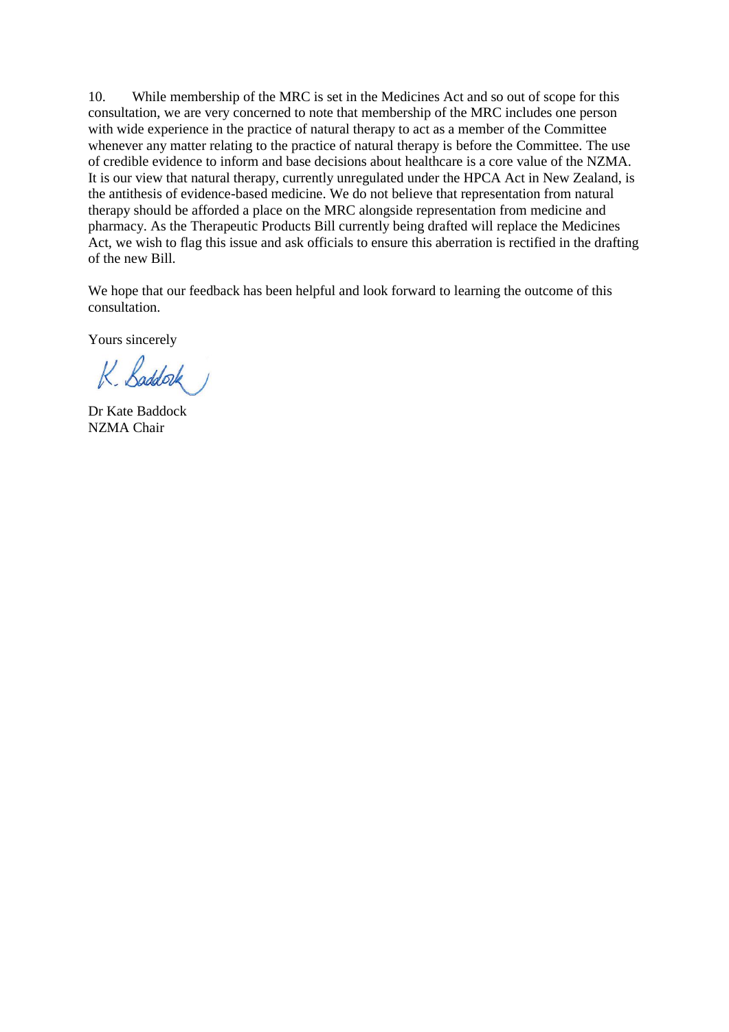10. While membership of the MRC is set in the Medicines Act and so out of scope for this consultation, we are very concerned to note that membership of the MRC includes one person with wide experience in the practice of natural therapy to act as a member of the Committee whenever any matter relating to the practice of natural therapy is before the Committee. The use of credible evidence to inform and base decisions about healthcare is a core value of the NZMA. It is our view that natural therapy, currently unregulated under the HPCA Act in New Zealand, is the antithesis of evidence-based medicine. We do not believe that representation from natural therapy should be afforded a place on the MRC alongside representation from medicine and pharmacy. As the Therapeutic Products Bill currently being drafted will replace the Medicines Act, we wish to flag this issue and ask officials to ensure this aberration is rectified in the drafting of the new Bill.

We hope that our feedback has been helpful and look forward to learning the outcome of this consultation.

Yours sincerely

K. Baddock

Dr Kate Baddock
NZMA Chair